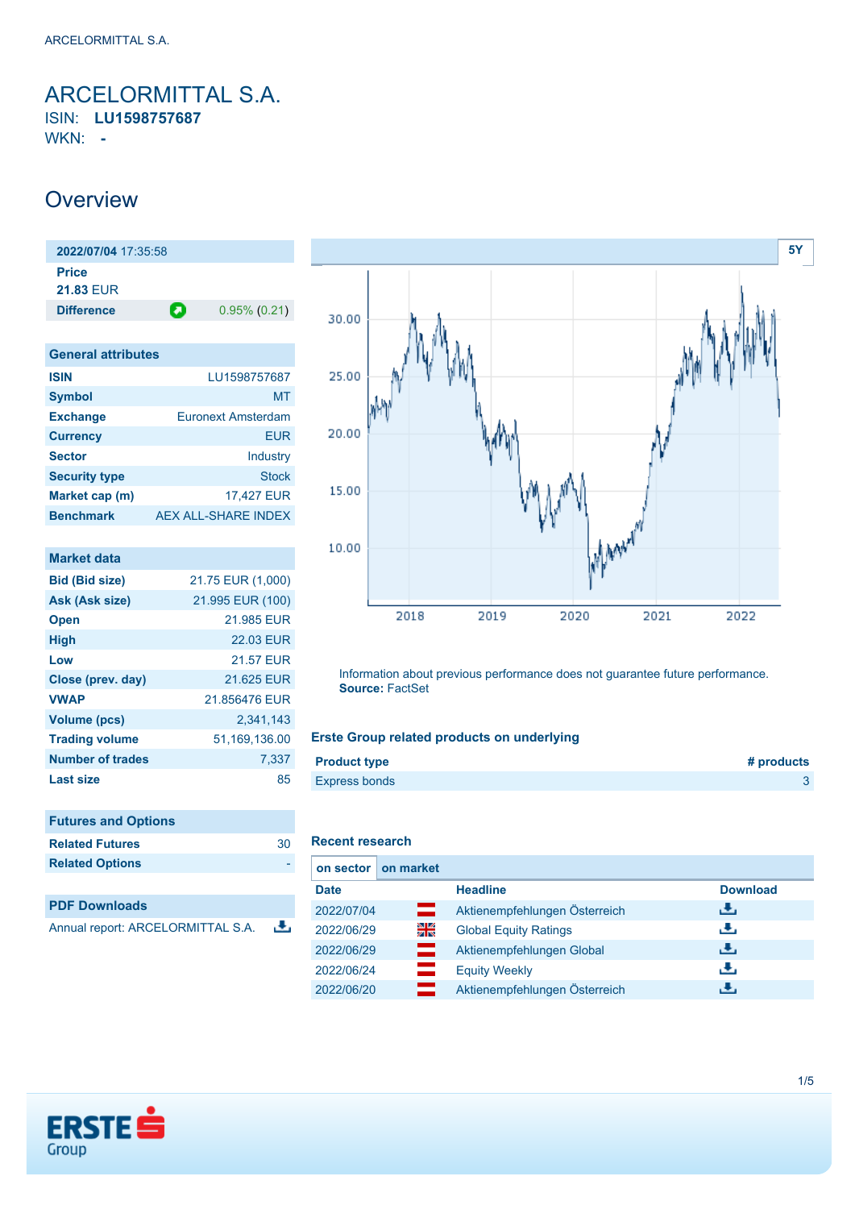# ARCELORMITTAL S.A.

ISIN: **LU1598757687**

WKN: **-**

## Overview

| 2022/07/04 17:35:58 | |
|---|---|
| Price | |
| 21.83 EUR | |
| Difference | 0.95% (0.21) |

| General attributes | |
|---|---|
| ISIN | LU1598757687 |
| Symbol | MT |
| Exchange | Euronext Amsterdam |
| Currency | EUR |
| Sector | Industry |
| Security type | Stock |
| Market cap (m) | 17,427 EUR |
| Benchmark | AEX ALL-SHARE INDEX |

| Market data | |
|---|---|
| Bid (Bid size) | 21.75 EUR (1,000) |
| Ask (Ask size) | 21.995 EUR (100) |
| Open | 21.985 EUR |
| High | 22.03 EUR |
| Low | 21.57 EUR |
| Close (prev. day) | 21.625 EUR |
| VWAP | 21.856476 EUR |
| Volume (pcs) | 2,341,143 |
| Trading volume | 51,169,136.00 |
| Number of trades | 7,337 |
| Last size | 85 |

| Futures and Options | |
|---|---|
| Related Futures | 30 |
| Related Options | - |

| PDF Downloads |
|---|
| Annual report: ARCELORMITTAL S.A. |

Information about previous performance does not guarantee future performance.
**Source:** FactSet

### Erste Group related products on underlying

| Product type | # products |
|---|---|
| Express bonds | 3 |

### Recent research

on sector | on market

| Date | Headline | Download |
|---|---|---|
| 2022/07/04 | Aktienempfehlungen Österreich | |
| 2022/06/29 | Global Equity Ratings | |
| 2022/06/29 | Aktienempfehlungen Global | |
| 2022/06/24 | Equity Weekly | |
| 2022/06/20 | Aktienempfehlungen Österreich | |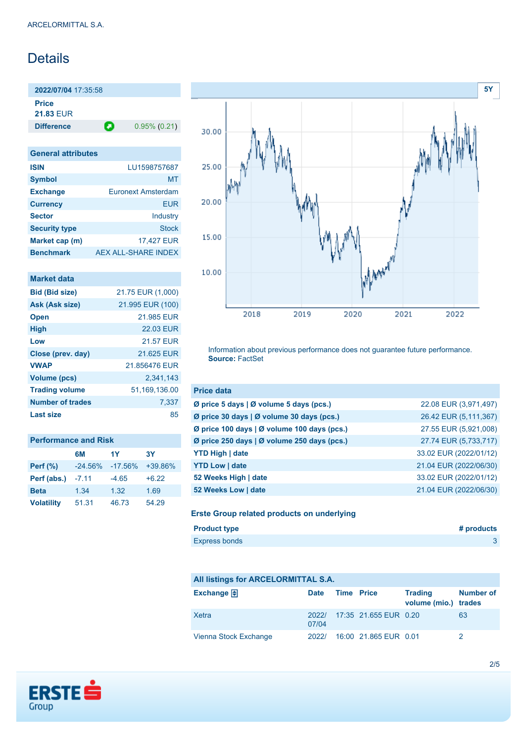ARCELORMITTAL S.A.

# Details

**2022/07/04** 17:35:58

**Price**
**21.83** EUR

**Difference** 0.95% (0.21)

| General attributes | |
|---|---|
| ISIN | LU1598757687 |
| Symbol | MT |
| Exchange | Euronext Amsterdam |
| Currency | EUR |
| Sector | Industry |
| Security type | Stock |
| Market cap (m) | 17,427 EUR |
| Benchmark | AEX ALL-SHARE INDEX |

| Market data | |
|---|---|
| Bid (Bid size) | 21.75 EUR (1,000) |
| Ask (Ask size) | 21.995 EUR (100) |
| Open | 21.985 EUR |
| High | 22.03 EUR |
| Low | 21.57 EUR |
| Close (prev. day) | 21.625 EUR |
| VWAP | 21.856476 EUR |
| Volume (pcs) | 2,341,143 |
| Trading volume | 51,169,136.00 |
| Number of trades | 7,337 |
| Last size | 85 |

**Performance and Risk**

| | 6M | 1Y | 3Y |
|---|---|---|---|
| Perf (%) | -24.56% | -17.56% | +39.86% |
| Perf (abs.) | -7.11 | -4.65 | +6.22 |
| Beta | 1.34 | 1.32 | 1.69 |
| Volatility | 51.31 | 46.73 | 54.29 |

Information about previous performance does not guarantee future performance.
**Source:** FactSet

| Price data | |
|---|---|
| Ø price 5 days \| Ø volume 5 days (pcs.) | 22.08 EUR (3,971,497) |
| Ø price 30 days \| Ø volume 30 days (pcs.) | 26.42 EUR (5,111,367) |
| Ø price 100 days \| Ø volume 100 days (pcs.) | 27.55 EUR (5,921,008) |
| Ø price 250 days \| Ø volume 250 days (pcs.) | 27.74 EUR (5,733,717) |
| YTD High \| date | 33.02 EUR (2022/01/12) |
| YTD Low \| date | 21.04 EUR (2022/06/30) |
| 52 Weeks High \| date | 33.02 EUR (2022/01/12) |
| 52 Weeks Low \| date | 21.04 EUR (2022/06/30) |

### Erste Group related products on underlying

| Product type | # products |
|---|---|
| Express bonds | 3 |

**All listings for ARCELORMITTAL S.A.**

| Exchange | Date | Time | Price | Trading volume (mio.) | Number of trades |
|---|---|---|---|---|---|
| Xetra | 2022/07/04 | 17:35 | 21.655 EUR | 0.20 | 63 |
| Vienna Stock Exchange | 2022/ | 16:00 | 21.865 EUR | 0.01 | 2 |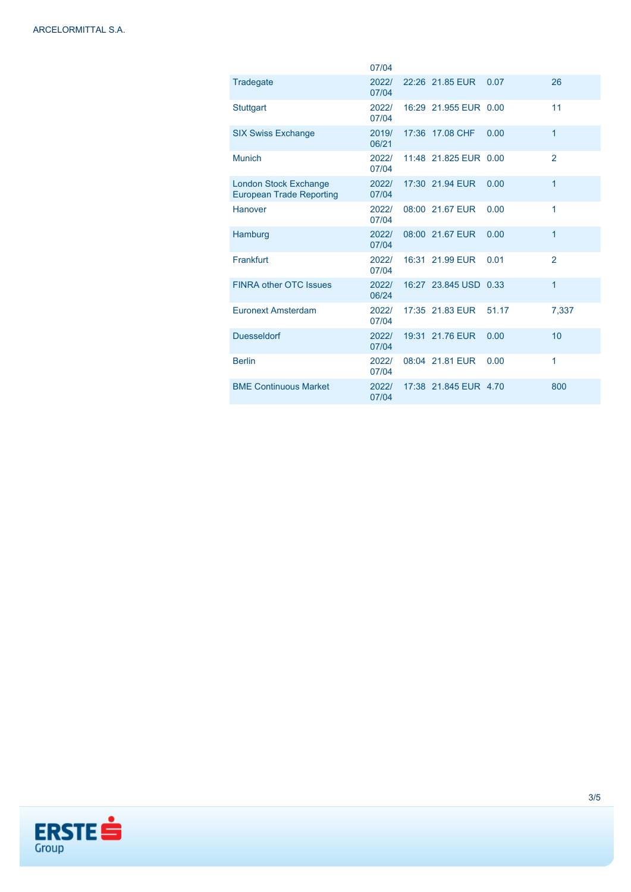| | 07/04 | | | | |
|---|---|---|---|---|---|
| Tradegate | 2022/07/04 | 22:26 | 21.85 EUR | 0.07 | 26 |
| Stuttgart | 2022/07/04 | 16:29 | 21.955 EUR | 0.00 | 11 |
| SIX Swiss Exchange | 2019/06/21 | 17:36 | 17.08 CHF | 0.00 | 1 |
| Munich | 2022/07/04 | 11:48 | 21.825 EUR | 0.00 | 2 |
| London Stock Exchange European Trade Reporting | 2022/07/04 | 17:30 | 21.94 EUR | 0.00 | 1 |
| Hanover | 2022/07/04 | 08:00 | 21.67 EUR | 0.00 | 1 |
| Hamburg | 2022/07/04 | 08:00 | 21.67 EUR | 0.00 | 1 |
| Frankfurt | 2022/07/04 | 16:31 | 21.99 EUR | 0.01 | 2 |
| FINRA other OTC Issues | 2022/06/24 | 16:27 | 23.845 USD | 0.33 | 1 |
| Euronext Amsterdam | 2022/07/04 | 17:35 | 21.83 EUR | 51.17 | 7,337 |
| Duesseldorf | 2022/07/04 | 19:31 | 21.76 EUR | 0.00 | 10 |
| Berlin | 2022/07/04 | 08:04 | 21.81 EUR | 0.00 | 1 |
| BME Continuous Market | 2022/07/04 | 17:38 | 21.845 EUR | 4.70 | 800 |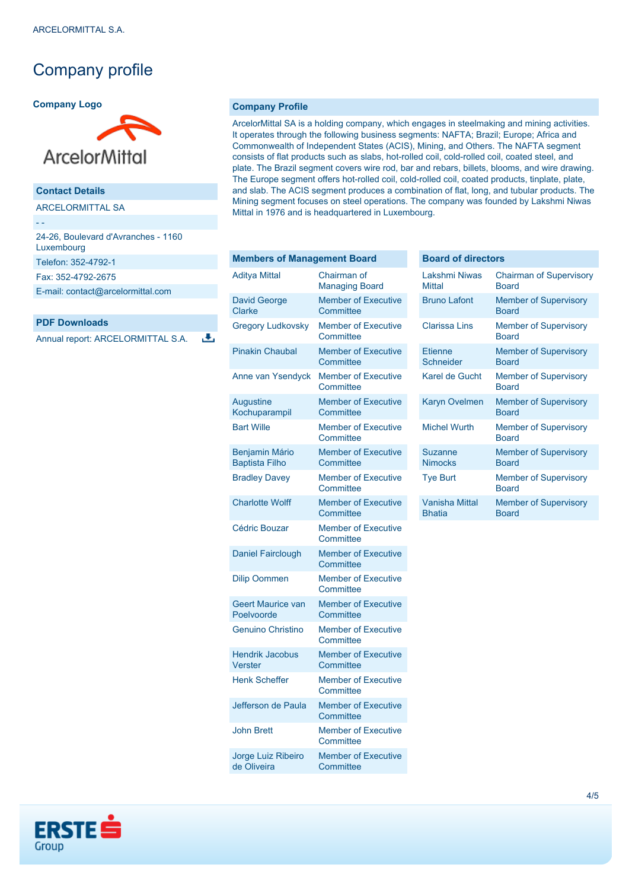# Company profile

## Company Logo

## Contact Details

ARCELORMITTAL SA

- -

24-26, Boulevard d'Avranches - 1160 Luxembourg

Telefon: 352-4792-1

Fax: 352-4792-2675

E-mail: contact@arcelormittal.com

## PDF Downloads

Annual report: ARCELORMITTAL S.A.

## Company Profile

ArcelorMittal SA is a holding company, which engages in steelmaking and mining activities. It operates through the following business segments: NAFTA; Brazil; Europe; Africa and Commonwealth of Independent States (ACIS), Mining, and Others. The NAFTA segment consists of flat products such as slabs, hot-rolled coil, cold-rolled coil, coated steel, and plate. The Brazil segment covers wire rod, bar and rebars, billets, blooms, and wire drawing. The Europe segment offers hot-rolled coil, cold-rolled coil, coated products, tinplate, plate, and slab. The ACIS segment produces a combination of flat, long, and tubular products. The Mining segment focuses on steel operations. The company was founded by Lakshmi Niwas Mittal in 1976 and is headquartered in Luxembourg.

## Members of Management Board

| Name | Position |
|---|---|
| Aditya Mittal | Chairman of Managing Board |
| David George Clarke | Member of Executive Committee |
| Gregory Ludkovsky | Member of Executive Committee |
| Pinakin Chaubal | Member of Executive Committee |
| Anne van Ysendyck | Member of Executive Committee |
| Augustine Kochuparampil | Member of Executive Committee |
| Bart Wille | Member of Executive Committee |
| Benjamin Mário Baptista Filho | Member of Executive Committee |
| Bradley Davey | Member of Executive Committee |
| Charlotte Wolff | Member of Executive Committee |
| Cédric Bouzar | Member of Executive Committee |
| Daniel Fairclough | Member of Executive Committee |
| Dilip Oommen | Member of Executive Committee |
| Geert Maurice van Poelvoorde | Member of Executive Committee |
| Genuino Christino | Member of Executive Committee |
| Hendrik Jacobus Verster | Member of Executive Committee |
| Henk Scheffer | Member of Executive Committee |
| Jefferson de Paula | Member of Executive Committee |
| John Brett | Member of Executive Committee |
| Jorge Luiz Ribeiro de Oliveira | Member of Executive Committee |

## Board of directors

| Name | Position |
|---|---|
| Lakshmi Niwas Mittal | Chairman of Supervisory Board |
| Bruno Lafont | Member of Supervisory Board |
| Clarissa Lins | Member of Supervisory Board |
| Etienne Schneider | Member of Supervisory Board |
| Karel de Gucht | Member of Supervisory Board |
| Karyn Ovelmen | Member of Supervisory Board |
| Michel Wurth | Member of Supervisory Board |
| Suzanne Nimocks | Member of Supervisory Board |
| Tye Burt | Member of Supervisory Board |
| Vanisha Mittal Bhatia | Member of Supervisory Board |